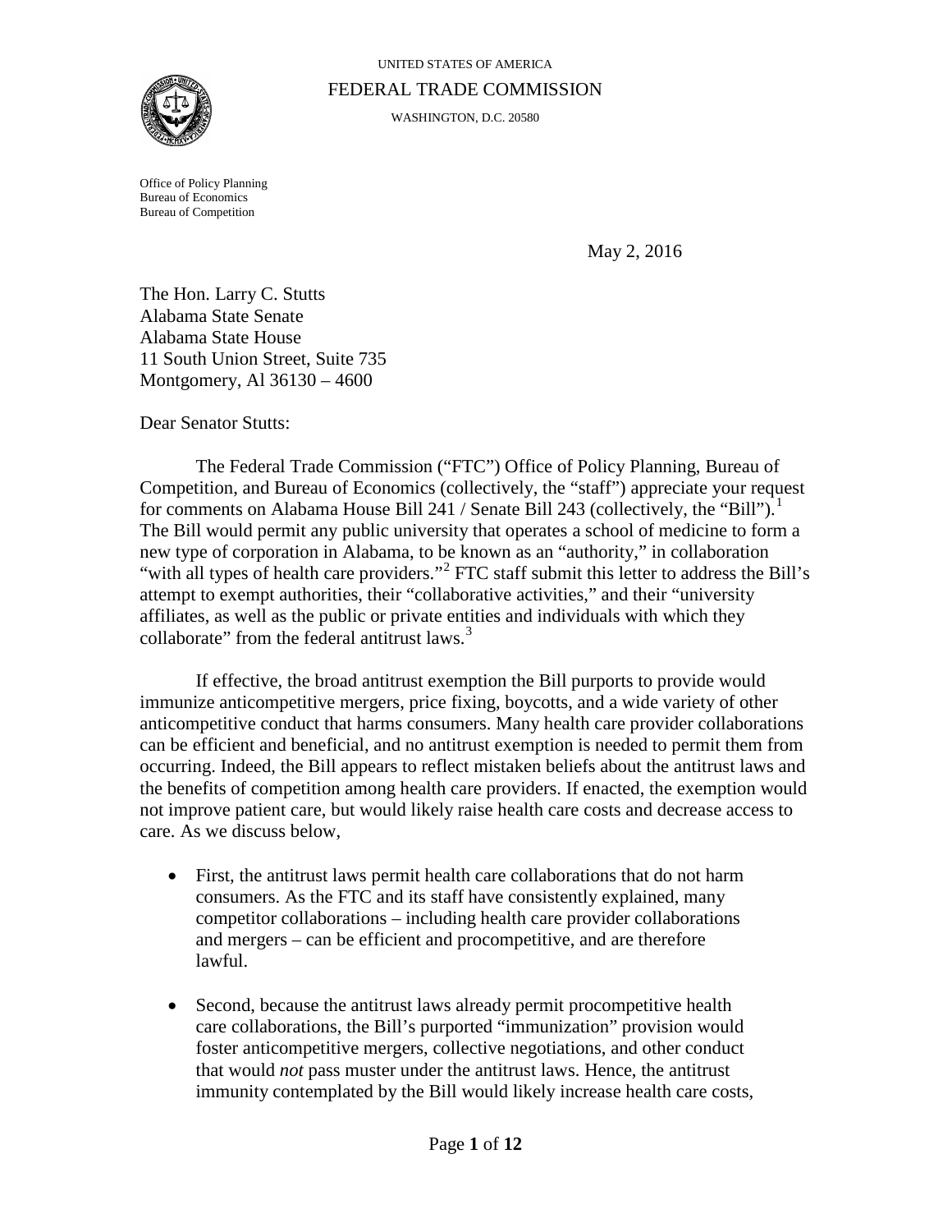UNITED STATES OF AMERICA

FEDERAL TRADE COMMISSION

WASHINGTON, D.C. 20580

Office of Policy Planning
Bureau of Economics
Bureau of Competition

May 2, 2016

The Hon. Larry C. Stutts
Alabama State Senate
Alabama State House
11 South Union Street, Suite 735
Montgomery, Al 36130 – 4600

Dear Senator Stutts:

The Federal Trade Commission ("FTC") Office of Policy Planning, Bureau of Competition, and Bureau of Economics (collectively, the "staff") appreciate your request for comments on Alabama House Bill 241 / Senate Bill 243 (collectively, the "Bill").[1] The Bill would permit any public university that operates a school of medicine to form a new type of corporation in Alabama, to be known as an "authority," in collaboration "with all types of health care providers."[2] FTC staff submit this letter to address the Bill's attempt to exempt authorities, their "collaborative activities," and their "university affiliates, as well as the public or private entities and individuals with which they collaborate" from the federal antitrust laws.[3]

If effective, the broad antitrust exemption the Bill purports to provide would immunize anticompetitive mergers, price fixing, boycotts, and a wide variety of other anticompetitive conduct that harms consumers. Many health care provider collaborations can be efficient and beneficial, and no antitrust exemption is needed to permit them from occurring. Indeed, the Bill appears to reflect mistaken beliefs about the antitrust laws and the benefits of competition among health care providers. If enacted, the exemption would not improve patient care, but would likely raise health care costs and decrease access to care. As we discuss below,

- First, the antitrust laws permit health care collaborations that do not harm consumers. As the FTC and its staff have consistently explained, many competitor collaborations – including health care provider collaborations and mergers – can be efficient and procompetitive, and are therefore lawful.

- Second, because the antitrust laws already permit procompetitive health care collaborations, the Bill's purported "immunization" provision would foster anticompetitive mergers, collective negotiations, and other conduct that would *not* pass muster under the antitrust laws. Hence, the antitrust immunity contemplated by the Bill would likely increase health care costs,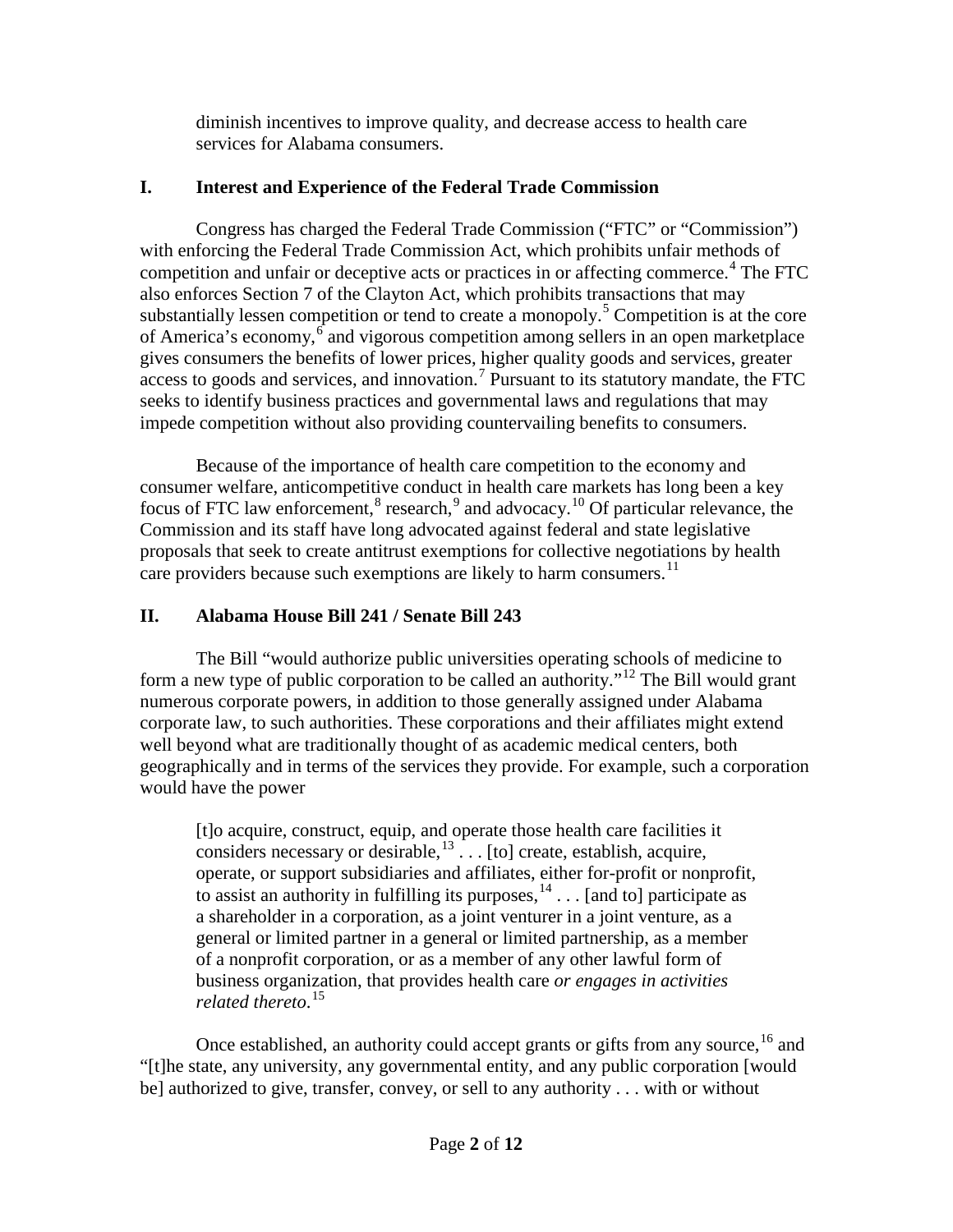diminish incentives to improve quality, and decrease access to health care services for Alabama consumers.

## I. Interest and Experience of the Federal Trade Commission

Congress has charged the Federal Trade Commission ("FTC" or "Commission") with enforcing the Federal Trade Commission Act, which prohibits unfair methods of competition and unfair or deceptive acts or practices in or affecting commerce.[4] The FTC also enforces Section 7 of the Clayton Act, which prohibits transactions that may substantially lessen competition or tend to create a monopoly.[5] Competition is at the core of America's economy,[6] and vigorous competition among sellers in an open marketplace gives consumers the benefits of lower prices, higher quality goods and services, greater access to goods and services, and innovation.[7] Pursuant to its statutory mandate, the FTC seeks to identify business practices and governmental laws and regulations that may impede competition without also providing countervailing benefits to consumers.

Because of the importance of health care competition to the economy and consumer welfare, anticompetitive conduct in health care markets has long been a key focus of FTC law enforcement,[8] research,[9] and advocacy.[10] Of particular relevance, the Commission and its staff have long advocated against federal and state legislative proposals that seek to create antitrust exemptions for collective negotiations by health care providers because such exemptions are likely to harm consumers.[11]

## II. Alabama House Bill 241 / Senate Bill 243

The Bill "would authorize public universities operating schools of medicine to form a new type of public corporation to be called an authority."[12] The Bill would grant numerous corporate powers, in addition to those generally assigned under Alabama corporate law, to such authorities. These corporations and their affiliates might extend well beyond what are traditionally thought of as academic medical centers, both geographically and in terms of the services they provide. For example, such a corporation would have the power

> [t]o acquire, construct, equip, and operate those health care facilities it considers necessary or desirable,[13] . . . [to] create, establish, acquire, operate, or support subsidiaries and affiliates, either for-profit or nonprofit, to assist an authority in fulfilling its purposes,[14] . . . [and to] participate as a shareholder in a corporation, as a joint venturer in a joint venture, as a general or limited partner in a general or limited partnership, as a member of a nonprofit corporation, or as a member of any other lawful form of business organization, that provides health care *or engages in activities related thereto*.[15]

Once established, an authority could accept grants or gifts from any source,[16] and "[t]he state, any university, any governmental entity, and any public corporation [would be] authorized to give, transfer, convey, or sell to any authority . . . with or without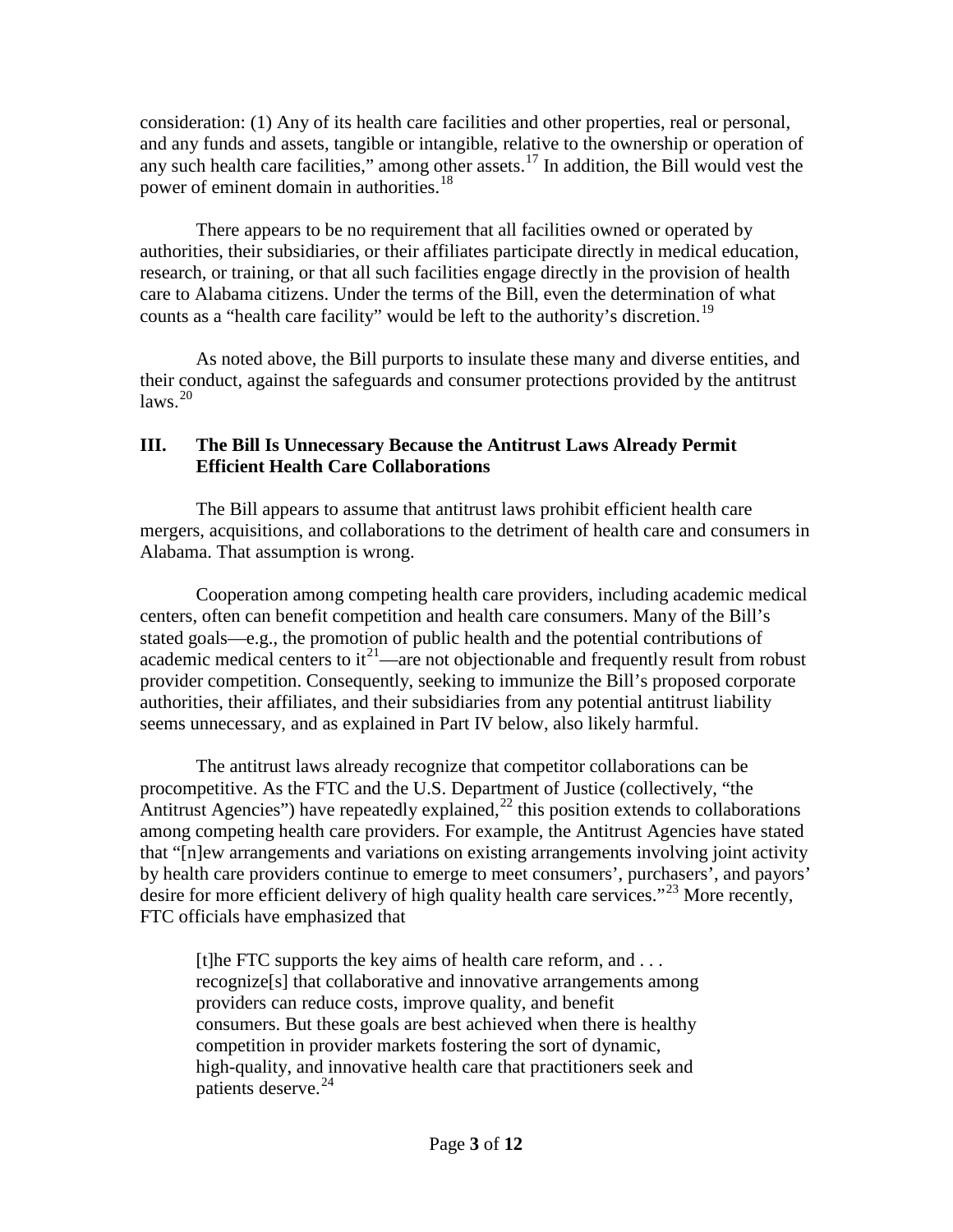consideration: (1) Any of its health care facilities and other properties, real or personal, and any funds and assets, tangible or intangible, relative to the ownership or operation of any such health care facilities," among other assets.[17] In addition, the Bill would vest the power of eminent domain in authorities.[18]

There appears to be no requirement that all facilities owned or operated by authorities, their subsidiaries, or their affiliates participate directly in medical education, research, or training, or that all such facilities engage directly in the provision of health care to Alabama citizens. Under the terms of the Bill, even the determination of what counts as a "health care facility" would be left to the authority's discretion.[19]

As noted above, the Bill purports to insulate these many and diverse entities, and their conduct, against the safeguards and consumer protections provided by the antitrust laws.[20]

## III. The Bill Is Unnecessary Because the Antitrust Laws Already Permit Efficient Health Care Collaborations

The Bill appears to assume that antitrust laws prohibit efficient health care mergers, acquisitions, and collaborations to the detriment of health care and consumers in Alabama. That assumption is wrong.

Cooperation among competing health care providers, including academic medical centers, often can benefit competition and health care consumers. Many of the Bill's stated goals—e.g., the promotion of public health and the potential contributions of academic medical centers to it[21]—are not objectionable and frequently result from robust provider competition. Consequently, seeking to immunize the Bill's proposed corporate authorities, their affiliates, and their subsidiaries from any potential antitrust liability seems unnecessary, and as explained in Part IV below, also likely harmful.

The antitrust laws already recognize that competitor collaborations can be procompetitive. As the FTC and the U.S. Department of Justice (collectively, "the Antitrust Agencies") have repeatedly explained,[22] this position extends to collaborations among competing health care providers. For example, the Antitrust Agencies have stated that "[n]ew arrangements and variations on existing arrangements involving joint activity by health care providers continue to emerge to meet consumers', purchasers', and payors' desire for more efficient delivery of high quality health care services."[23] More recently, FTC officials have emphasized that

> [t]he FTC supports the key aims of health care reform, and . . . recognize[s] that collaborative and innovative arrangements among providers can reduce costs, improve quality, and benefit consumers. But these goals are best achieved when there is healthy competition in provider markets fostering the sort of dynamic, high-quality, and innovative health care that practitioners seek and patients deserve.[24]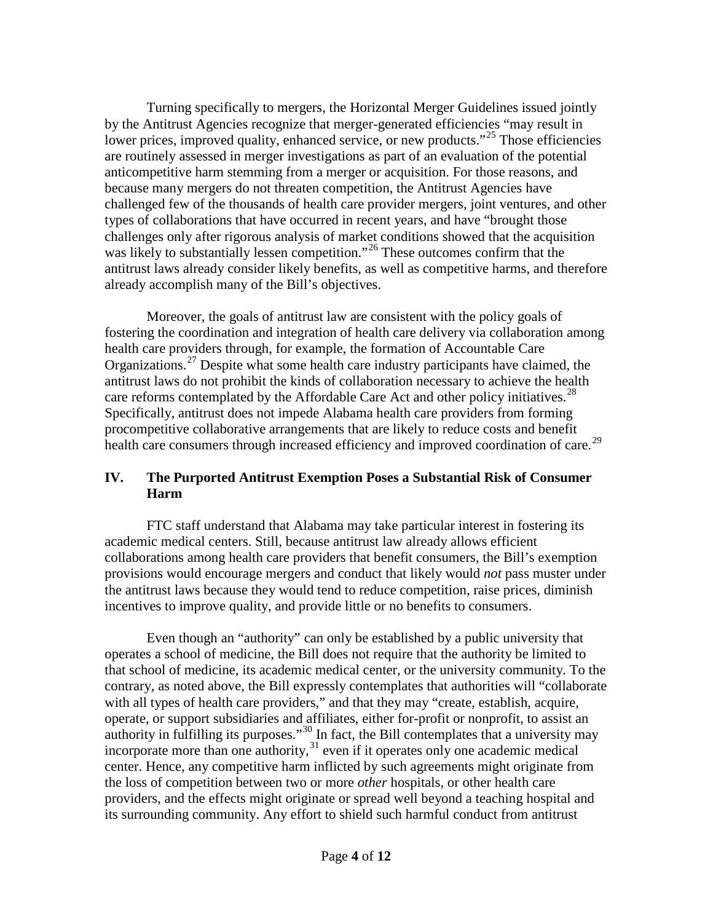Turning specifically to mergers, the Horizontal Merger Guidelines issued jointly by the Antitrust Agencies recognize that merger-generated efficiencies "may result in lower prices, improved quality, enhanced service, or new products."[25] Those efficiencies are routinely assessed in merger investigations as part of an evaluation of the potential anticompetitive harm stemming from a merger or acquisition. For those reasons, and because many mergers do not threaten competition, the Antitrust Agencies have challenged few of the thousands of health care provider mergers, joint ventures, and other types of collaborations that have occurred in recent years, and have "brought those challenges only after rigorous analysis of market conditions showed that the acquisition was likely to substantially lessen competition."[26] These outcomes confirm that the antitrust laws already consider likely benefits, as well as competitive harms, and therefore already accomplish many of the Bill's objectives.

Moreover, the goals of antitrust law are consistent with the policy goals of fostering the coordination and integration of health care delivery via collaboration among health care providers through, for example, the formation of Accountable Care Organizations.[27] Despite what some health care industry participants have claimed, the antitrust laws do not prohibit the kinds of collaboration necessary to achieve the health care reforms contemplated by the Affordable Care Act and other policy initiatives.[28] Specifically, antitrust does not impede Alabama health care providers from forming procompetitive collaborative arrangements that are likely to reduce costs and benefit health care consumers through increased efficiency and improved coordination of care.[29]

## IV. The Purported Antitrust Exemption Poses a Substantial Risk of Consumer Harm

FTC staff understand that Alabama may take particular interest in fostering its academic medical centers. Still, because antitrust law already allows efficient collaborations among health care providers that benefit consumers, the Bill's exemption provisions would encourage mergers and conduct that likely would *not* pass muster under the antitrust laws because they would tend to reduce competition, raise prices, diminish incentives to improve quality, and provide little or no benefits to consumers.

Even though an "authority" can only be established by a public university that operates a school of medicine, the Bill does not require that the authority be limited to that school of medicine, its academic medical center, or the university community. To the contrary, as noted above, the Bill expressly contemplates that authorities will "collaborate with all types of health care providers," and that they may "create, establish, acquire, operate, or support subsidiaries and affiliates, either for-profit or nonprofit, to assist an authority in fulfilling its purposes."[30] In fact, the Bill contemplates that a university may incorporate more than one authority,[31] even if it operates only one academic medical center. Hence, any competitive harm inflicted by such agreements might originate from the loss of competition between two or more *other* hospitals, or other health care providers, and the effects might originate or spread well beyond a teaching hospital and its surrounding community. Any effort to shield such harmful conduct from antitrust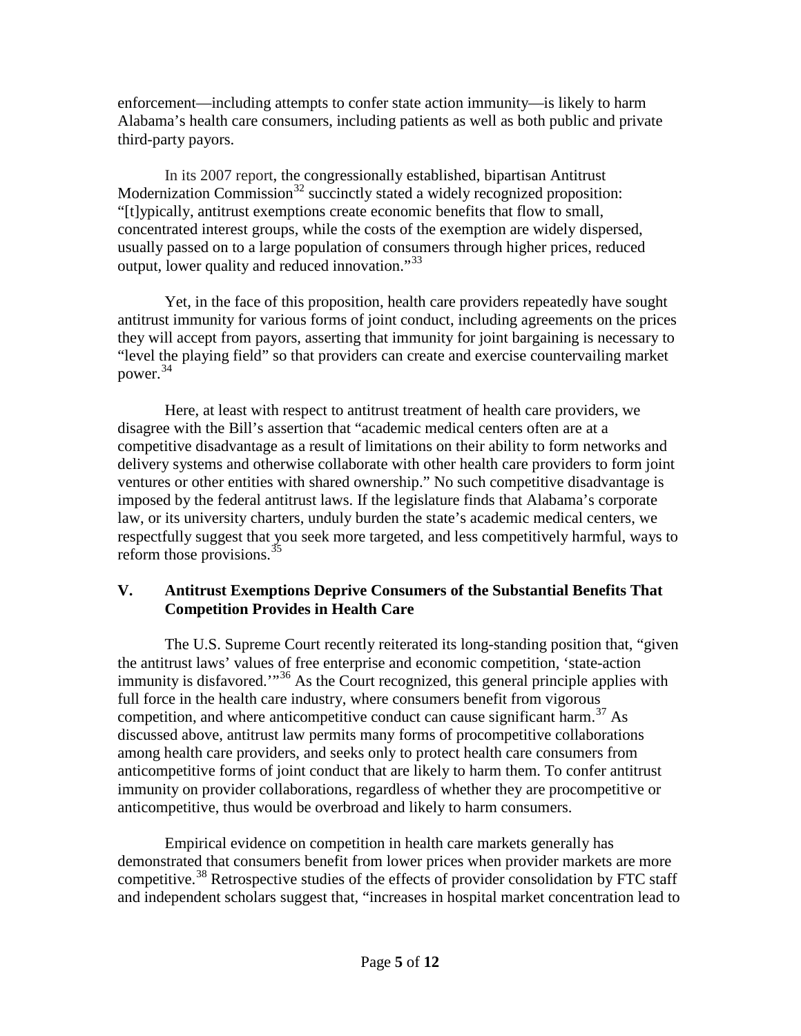enforcement—including attempts to confer state action immunity—is likely to harm Alabama's health care consumers, including patients as well as both public and private third-party payors.

In its 2007 report, the congressionally established, bipartisan Antitrust Modernization Commission[32] succinctly stated a widely recognized proposition: "[t]ypically, antitrust exemptions create economic benefits that flow to small, concentrated interest groups, while the costs of the exemption are widely dispersed, usually passed on to a large population of consumers through higher prices, reduced output, lower quality and reduced innovation."[33]

Yet, in the face of this proposition, health care providers repeatedly have sought antitrust immunity for various forms of joint conduct, including agreements on the prices they will accept from payors, asserting that immunity for joint bargaining is necessary to "level the playing field" so that providers can create and exercise countervailing market power.[34]

Here, at least with respect to antitrust treatment of health care providers, we disagree with the Bill's assertion that "academic medical centers often are at a competitive disadvantage as a result of limitations on their ability to form networks and delivery systems and otherwise collaborate with other health care providers to form joint ventures or other entities with shared ownership." No such competitive disadvantage is imposed by the federal antitrust laws. If the legislature finds that Alabama's corporate law, or its university charters, unduly burden the state's academic medical centers, we respectfully suggest that you seek more targeted, and less competitively harmful, ways to reform those provisions.[35]

## V. Antitrust Exemptions Deprive Consumers of the Substantial Benefits That Competition Provides in Health Care

The U.S. Supreme Court recently reiterated its long-standing position that, "given the antitrust laws' values of free enterprise and economic competition, 'state-action immunity is disfavored.'"[36] As the Court recognized, this general principle applies with full force in the health care industry, where consumers benefit from vigorous competition, and where anticompetitive conduct can cause significant harm.[37] As discussed above, antitrust law permits many forms of procompetitive collaborations among health care providers, and seeks only to protect health care consumers from anticompetitive forms of joint conduct that are likely to harm them. To confer antitrust immunity on provider collaborations, regardless of whether they are procompetitive or anticompetitive, thus would be overbroad and likely to harm consumers.

Empirical evidence on competition in health care markets generally has demonstrated that consumers benefit from lower prices when provider markets are more competitive.[38] Retrospective studies of the effects of provider consolidation by FTC staff and independent scholars suggest that, "increases in hospital market concentration lead to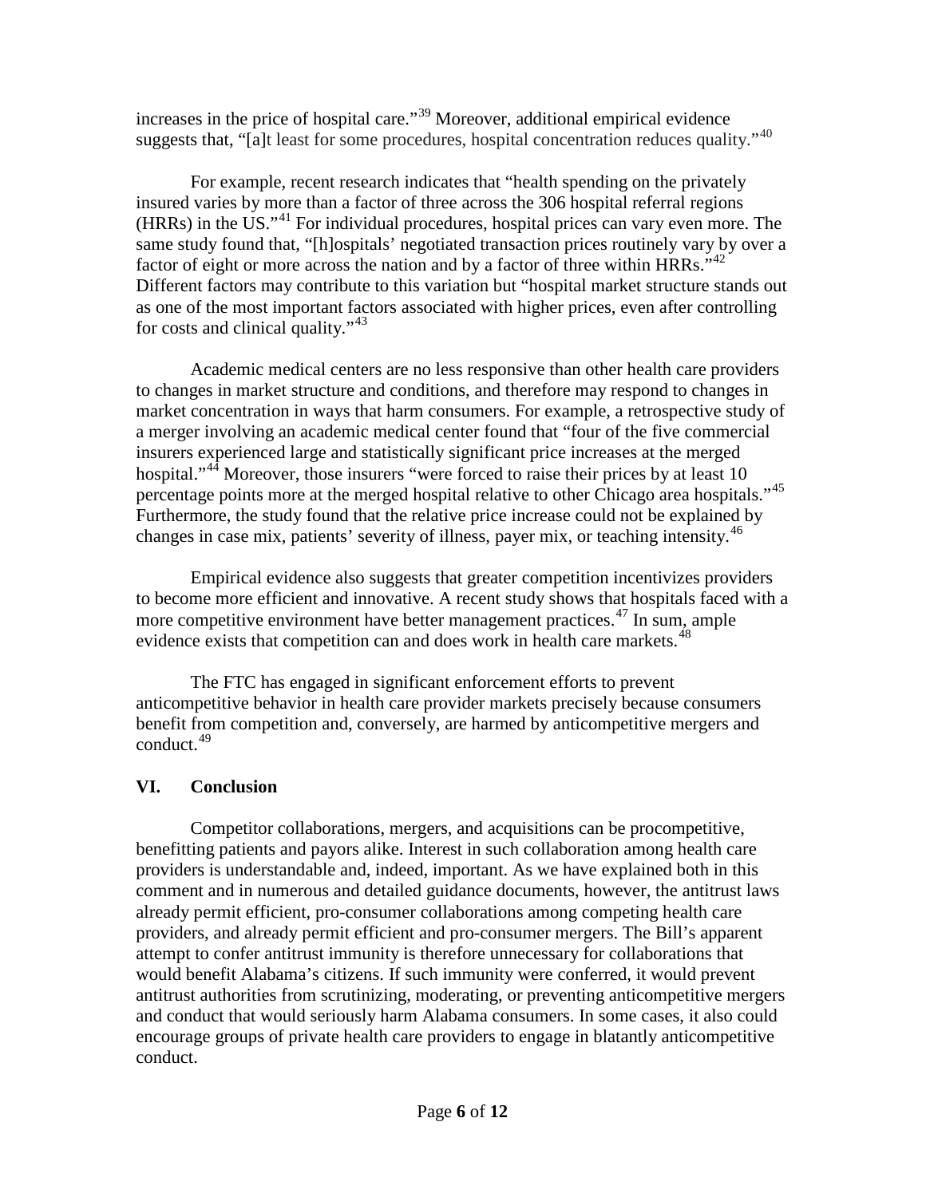increases in the price of hospital care."[39] Moreover, additional empirical evidence suggests that, "[a]t least for some procedures, hospital concentration reduces quality."[40]

For example, recent research indicates that "health spending on the privately insured varies by more than a factor of three across the 306 hospital referral regions (HRRs) in the US."[41] For individual procedures, hospital prices can vary even more. The same study found that, "[h]ospitals' negotiated transaction prices routinely vary by over a factor of eight or more across the nation and by a factor of three within HRRs."[42] Different factors may contribute to this variation but "hospital market structure stands out as one of the most important factors associated with higher prices, even after controlling for costs and clinical quality."[43]

Academic medical centers are no less responsive than other health care providers to changes in market structure and conditions, and therefore may respond to changes in market concentration in ways that harm consumers. For example, a retrospective study of a merger involving an academic medical center found that "four of the five commercial insurers experienced large and statistically significant price increases at the merged hospital."[44] Moreover, those insurers "were forced to raise their prices by at least 10 percentage points more at the merged hospital relative to other Chicago area hospitals."[45] Furthermore, the study found that the relative price increase could not be explained by changes in case mix, patients' severity of illness, payer mix, or teaching intensity.[46]

Empirical evidence also suggests that greater competition incentivizes providers to become more efficient and innovative. A recent study shows that hospitals faced with a more competitive environment have better management practices.[47] In sum, ample evidence exists that competition can and does work in health care markets.[48]

The FTC has engaged in significant enforcement efforts to prevent anticompetitive behavior in health care provider markets precisely because consumers benefit from competition and, conversely, are harmed by anticompetitive mergers and conduct.[49]

## VI. Conclusion

Competitor collaborations, mergers, and acquisitions can be procompetitive, benefitting patients and payors alike. Interest in such collaboration among health care providers is understandable and, indeed, important. As we have explained both in this comment and in numerous and detailed guidance documents, however, the antitrust laws already permit efficient, pro-consumer collaborations among competing health care providers, and already permit efficient and pro-consumer mergers. The Bill's apparent attempt to confer antitrust immunity is therefore unnecessary for collaborations that would benefit Alabama's citizens. If such immunity were conferred, it would prevent antitrust authorities from scrutinizing, moderating, or preventing anticompetitive mergers and conduct that would seriously harm Alabama consumers. In some cases, it also could encourage groups of private health care providers to engage in blatantly anticompetitive conduct.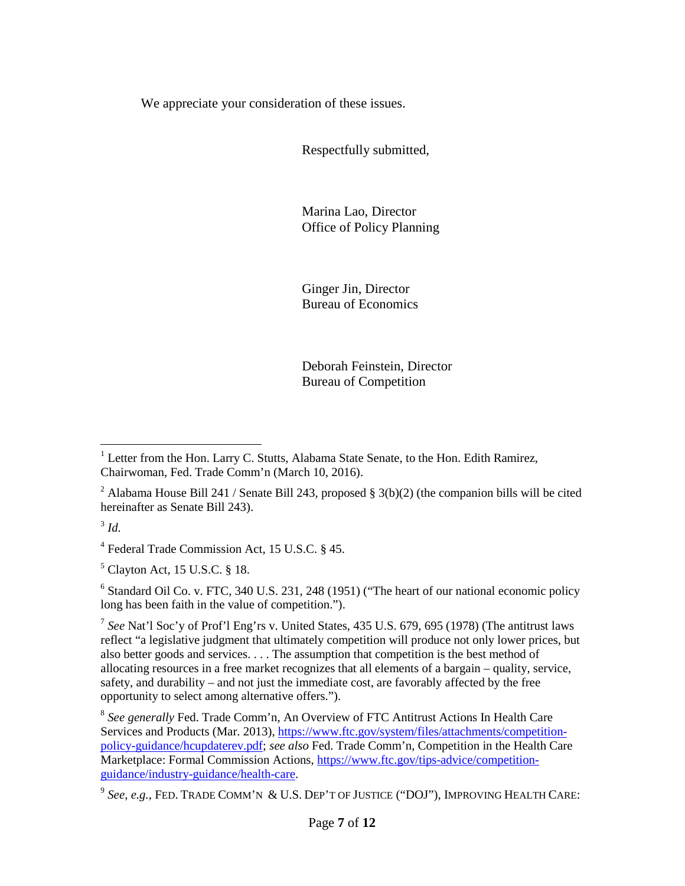We appreciate your consideration of these issues.

Respectfully submitted,

Marina Lao, Director
Office of Policy Planning

Ginger Jin, Director
Bureau of Economics

Deborah Feinstein, Director
Bureau of Competition

---

[1] Letter from the Hon. Larry C. Stutts, Alabama State Senate, to the Hon. Edith Ramirez, Chairwoman, Fed. Trade Comm'n (March 10, 2016).

[2] Alabama House Bill 241 / Senate Bill 243, proposed § 3(b)(2) (the companion bills will be cited hereinafter as Senate Bill 243).

[3] *Id.*

[4] Federal Trade Commission Act, 15 U.S.C. § 45.

[5] Clayton Act, 15 U.S.C. § 18.

[6] Standard Oil Co. v. FTC, 340 U.S. 231, 248 (1951) ("The heart of our national economic policy long has been faith in the value of competition.").

[7] *See* Nat'l Soc'y of Prof'l Eng'rs v. United States, 435 U.S. 679, 695 (1978) (The antitrust laws reflect "a legislative judgment that ultimately competition will produce not only lower prices, but also better goods and services. . . . The assumption that competition is the best method of allocating resources in a free market recognizes that all elements of a bargain – quality, service, safety, and durability – and not just the immediate cost, are favorably affected by the free opportunity to select among alternative offers.").

[8] *See generally* Fed. Trade Comm'n, An Overview of FTC Antitrust Actions In Health Care Services and Products (Mar. 2013), https://www.ftc.gov/system/files/attachments/competition-policy-guidance/hcupdaterev.pdf; *see also* Fed. Trade Comm'n, Competition in the Health Care Marketplace: Formal Commission Actions, https://www.ftc.gov/tips-advice/competition-guidance/industry-guidance/health-care.

[9] *See, e.g.*, FED. TRADE COMM'N & U.S. DEP'T OF JUSTICE ("DOJ"), IMPROVING HEALTH CARE: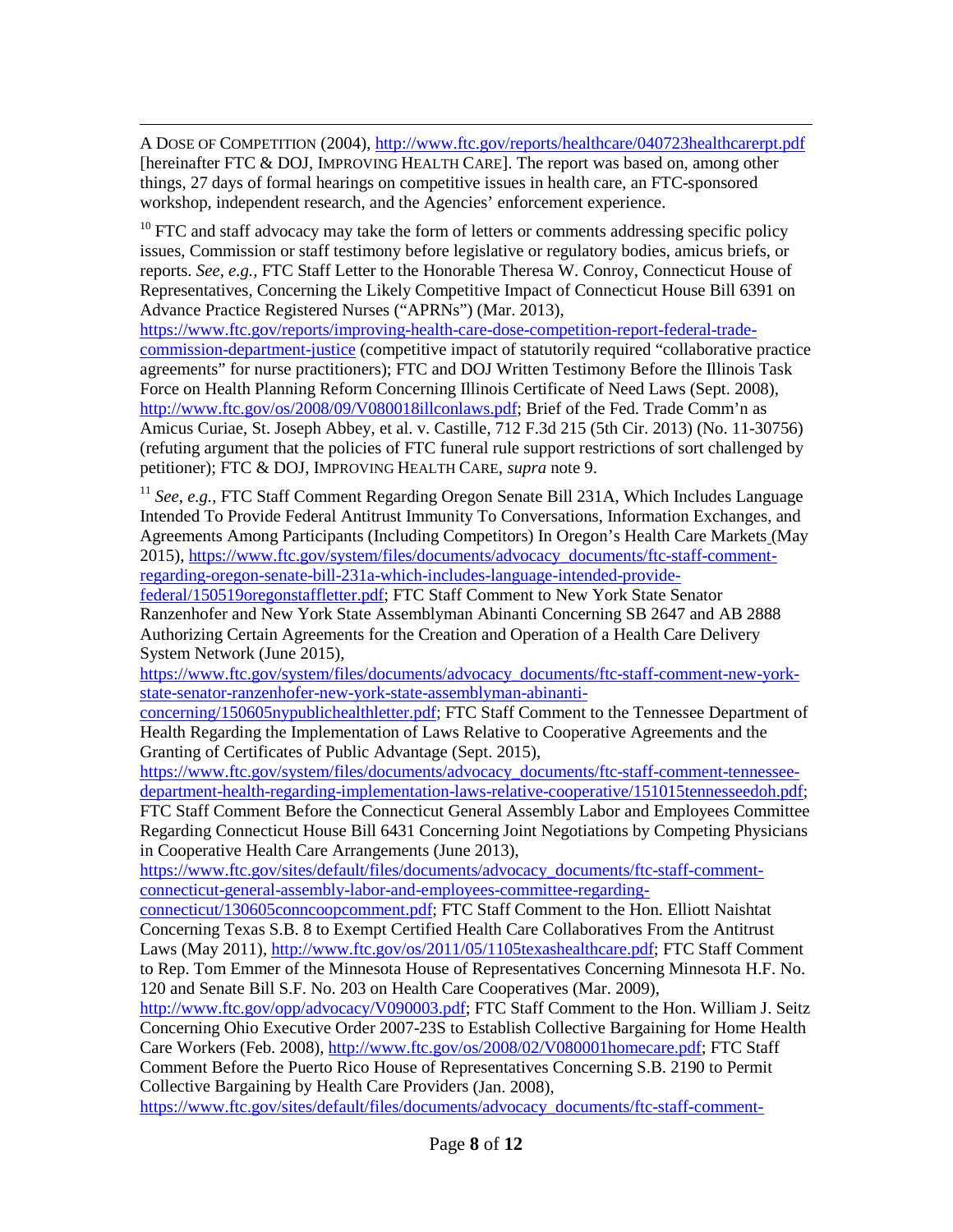A DOSE OF COMPETITION (2004), http://www.ftc.gov/reports/healthcare/040723healthcarerpt.pdf [hereinafter FTC & DOJ, IMPROVING HEALTH CARE]. The report was based on, among other things, 27 days of formal hearings on competitive issues in health care, an FTC-sponsored workshop, independent research, and the Agencies' enforcement experience.

[10] FTC and staff advocacy may take the form of letters or comments addressing specific policy issues, Commission or staff testimony before legislative or regulatory bodies, amicus briefs, or reports. *See, e.g.*, FTC Staff Letter to the Honorable Theresa W. Conroy, Connecticut House of Representatives, Concerning the Likely Competitive Impact of Connecticut House Bill 6391 on Advance Practice Registered Nurses ("APRNs") (Mar. 2013), https://www.ftc.gov/reports/improving-health-care-dose-competition-report-federal-trade-commission-department-justice (competitive impact of statutorily required "collaborative practice agreements" for nurse practitioners); FTC and DOJ Written Testimony Before the Illinois Task Force on Health Planning Reform Concerning Illinois Certificate of Need Laws (Sept. 2008), http://www.ftc.gov/os/2008/09/V080018illconlaws.pdf; Brief of the Fed. Trade Comm'n as Amicus Curiae, St. Joseph Abbey, et al. v. Castille, 712 F.3d 215 (5th Cir. 2013) (No. 11-30756) (refuting argument that the policies of FTC funeral rule support restrictions of sort challenged by petitioner); FTC & DOJ, IMPROVING HEALTH CARE, *supra* note 9.

[11] *See, e.g.*, FTC Staff Comment Regarding Oregon Senate Bill 231A, Which Includes Language Intended To Provide Federal Antitrust Immunity To Conversations, Information Exchanges, and Agreements Among Participants (Including Competitors) In Oregon's Health Care Markets (May 2015), https://www.ftc.gov/system/files/documents/advocacy_documents/ftc-staff-comment-regarding-oregon-senate-bill-231a-which-includes-language-intended-provide-federal/150519oregonstaffletter.pdf; FTC Staff Comment to New York State Senator Ranzenhofer and New York State Assemblyman Abinanti Concerning SB 2647 and AB 2888 Authorizing Certain Agreements for the Creation and Operation of a Health Care Delivery System Network (June 2015), https://www.ftc.gov/system/files/documents/advocacy_documents/ftc-staff-comment-new-york-state-senator-ranzenhofer-new-york-state-assemblyman-abinanti-concerning/150605nypublichealthletter.pdf; FTC Staff Comment to the Tennessee Department of Health Regarding the Implementation of Laws Relative to Cooperative Agreements and the Granting of Certificates of Public Advantage (Sept. 2015), https://www.ftc.gov/system/files/documents/advocacy_documents/ftc-staff-comment-tennessee-department-health-regarding-implementation-laws-relative-cooperative/151015tennesseedoh.pdf; FTC Staff Comment Before the Connecticut General Assembly Labor and Employees Committee Regarding Connecticut House Bill 6431 Concerning Joint Negotiations by Competing Physicians in Cooperative Health Care Arrangements (June 2013), https://www.ftc.gov/sites/default/files/documents/advocacy_documents/ftc-staff-comment-connecticut-general-assembly-labor-and-employees-committee-regarding-connecticut/130605conncoopcomment.pdf; FTC Staff Comment to the Hon. Elliott Naishtat Concerning Texas S.B. 8 to Exempt Certified Health Care Collaboratives From the Antitrust Laws (May 2011), http://www.ftc.gov/os/2011/05/1105texashealthcare.pdf; FTC Staff Comment to Rep. Tom Emmer of the Minnesota House of Representatives Concerning Minnesota H.F. No. 120 and Senate Bill S.F. No. 203 on Health Care Cooperatives (Mar. 2009), http://www.ftc.gov/opp/advocacy/V090003.pdf; FTC Staff Comment to the Hon. William J. Seitz Concerning Ohio Executive Order 2007-23S to Establish Collective Bargaining for Home Health Care Workers (Feb. 2008), http://www.ftc.gov/os/2008/02/V080001homecare.pdf; FTC Staff Comment Before the Puerto Rico House of Representatives Concerning S.B. 2190 to Permit Collective Bargaining by Health Care Providers (Jan. 2008), https://www.ftc.gov/sites/default/files/documents/advocacy_documents/ftc-staff-comment-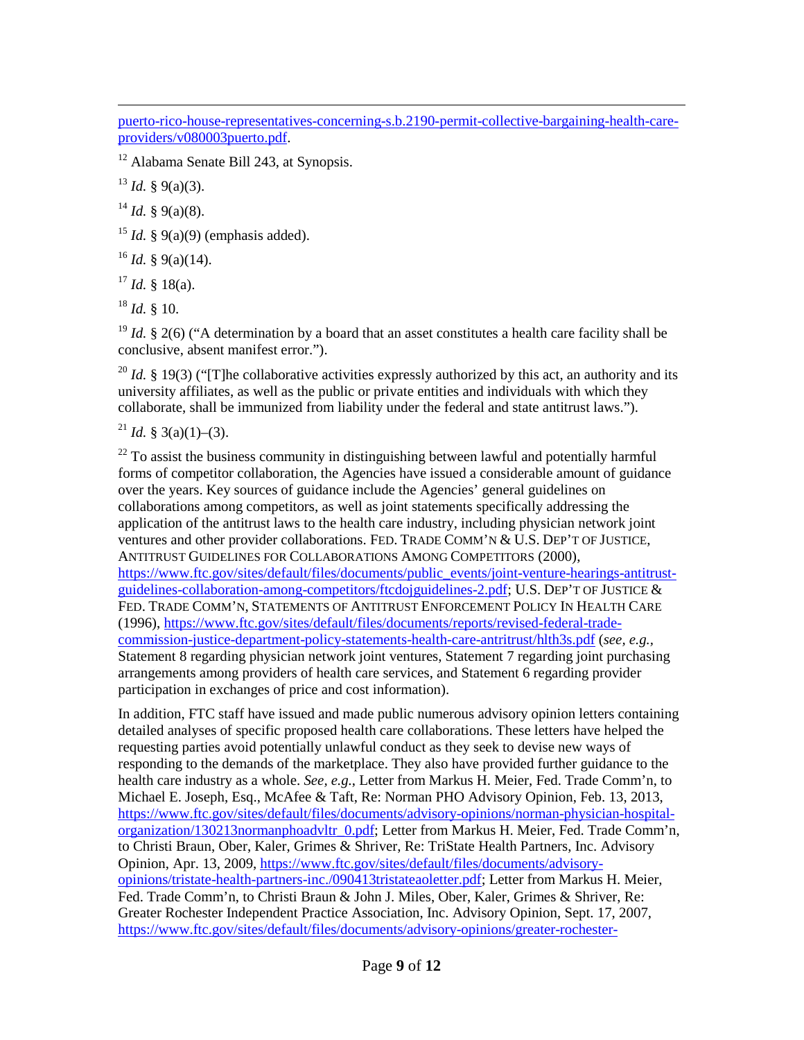puerto-rico-house-representatives-concerning-s.b.2190-permit-collective-bargaining-health-care-providers/v080003puerto.pdf.

[12] Alabama Senate Bill 243, at Synopsis.

[13] *Id.* § 9(a)(3).

[14] *Id.* § 9(a)(8).

[15] *Id.* § 9(a)(9) (emphasis added).

[16] *Id.* § 9(a)(14).

[17] *Id.* § 18(a).

[18] *Id.* § 10.

[19] *Id.* § 2(6) ("A determination by a board that an asset constitutes a health care facility shall be conclusive, absent manifest error.").

[20] *Id.* § 19(3) ("[T]he collaborative activities expressly authorized by this act, an authority and its university affiliates, as well as the public or private entities and individuals with which they collaborate, shall be immunized from liability under the federal and state antitrust laws.").

[21] *Id.* § 3(a)(1)–(3).

[22] To assist the business community in distinguishing between lawful and potentially harmful forms of competitor collaboration, the Agencies have issued a considerable amount of guidance over the years. Key sources of guidance include the Agencies' general guidelines on collaborations among competitors, as well as joint statements specifically addressing the application of the antitrust laws to the health care industry, including physician network joint ventures and other provider collaborations. FED. TRADE COMM'N & U.S. DEP'T OF JUSTICE, ANTITRUST GUIDELINES FOR COLLABORATIONS AMONG COMPETITORS (2000), https://www.ftc.gov/sites/default/files/documents/public_events/joint-venture-hearings-antitrust-guidelines-collaboration-among-competitors/ftcdojguidelines-2.pdf; U.S. DEP'T OF JUSTICE & FED. TRADE COMM'N, STATEMENTS OF ANTITRUST ENFORCEMENT POLICY IN HEALTH CARE (1996), https://www.ftc.gov/sites/default/files/documents/reports/revised-federal-trade-commission-justice-department-policy-statements-health-care-antitrust/hlth3s.pdf (*see, e.g.*, Statement 8 regarding physician network joint ventures, Statement 7 regarding joint purchasing arrangements among providers of health care services, and Statement 6 regarding provider participation in exchanges of price and cost information).

In addition, FTC staff have issued and made public numerous advisory opinion letters containing detailed analyses of specific proposed health care collaborations. These letters have helped the requesting parties avoid potentially unlawful conduct as they seek to devise new ways of responding to the demands of the marketplace. They also have provided further guidance to the health care industry as a whole. *See, e.g.*, Letter from Markus H. Meier, Fed. Trade Comm'n, to Michael E. Joseph, Esq., McAfee & Taft, Re: Norman PHO Advisory Opinion, Feb. 13, 2013, https://www.ftc.gov/sites/default/files/documents/advisory-opinions/norman-physician-hospital-organization/130213normanphoadvltr_0.pdf; Letter from Markus H. Meier, Fed. Trade Comm'n, to Christi Braun, Ober, Kaler, Grimes & Shriver, Re: TriState Health Partners, Inc. Advisory Opinion, Apr. 13, 2009, https://www.ftc.gov/sites/default/files/documents/advisory-opinions/tristate-health-partners-inc./090413tristateaoletter.pdf; Letter from Markus H. Meier, Fed. Trade Comm'n, to Christi Braun & John J. Miles, Ober, Kaler, Grimes & Shriver, Re: Greater Rochester Independent Practice Association, Inc. Advisory Opinion, Sept. 17, 2007, https://www.ftc.gov/sites/default/files/documents/advisory-opinions/greater-rochester-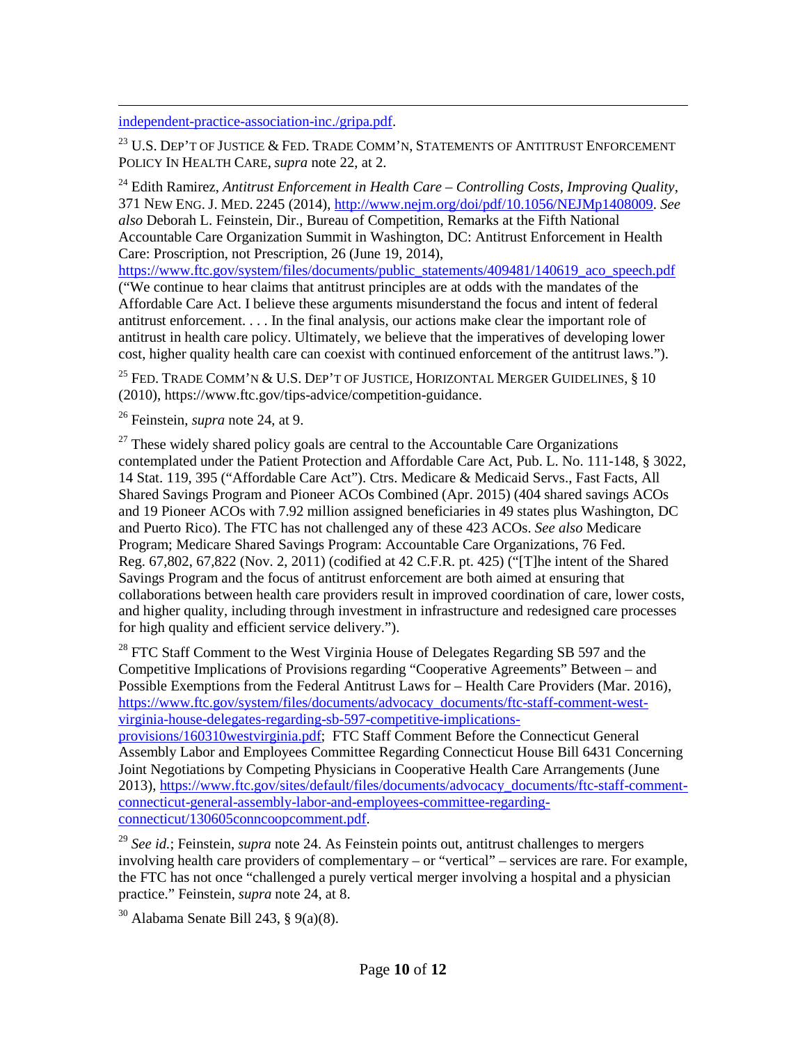independent-practice-association-inc./gripa.pdf.

[23] U.S. DEP'T OF JUSTICE & FED. TRADE COMM'N, STATEMENTS OF ANTITRUST ENFORCEMENT POLICY IN HEALTH CARE, *supra* note 22, at 2.

[24] Edith Ramirez, *Antitrust Enforcement in Health Care – Controlling Costs, Improving Quality*, 371 NEW ENG. J. MED. 2245 (2014), http://www.nejm.org/doi/pdf/10.1056/NEJMp1408009. *See also* Deborah L. Feinstein, Dir., Bureau of Competition, Remarks at the Fifth National Accountable Care Organization Summit in Washington, DC: Antitrust Enforcement in Health Care: Proscription, not Prescription, 26 (June 19, 2014), https://www.ftc.gov/system/files/documents/public_statements/409481/140619_aco_speech.pdf ("We continue to hear claims that antitrust principles are at odds with the mandates of the Affordable Care Act. I believe these arguments misunderstand the focus and intent of federal antitrust enforcement. . . . In the final analysis, our actions make clear the important role of antitrust in health care policy. Ultimately, we believe that the imperatives of developing lower cost, higher quality health care can coexist with continued enforcement of the antitrust laws.").

[25] FED. TRADE COMM'N & U.S. DEP'T OF JUSTICE, HORIZONTAL MERGER GUIDELINES, § 10 (2010), https://www.ftc.gov/tips-advice/competition-guidance.

[26] Feinstein, *supra* note 24, at 9.

[27] These widely shared policy goals are central to the Accountable Care Organizations contemplated under the Patient Protection and Affordable Care Act, Pub. L. No. 111-148, § 3022, 14 Stat. 119, 395 ("Affordable Care Act"). Ctrs. Medicare & Medicaid Servs., Fast Facts, All Shared Savings Program and Pioneer ACOs Combined (Apr. 2015) (404 shared savings ACOs and 19 Pioneer ACOs with 7.92 million assigned beneficiaries in 49 states plus Washington, DC and Puerto Rico). The FTC has not challenged any of these 423 ACOs. *See also* Medicare Program; Medicare Shared Savings Program: Accountable Care Organizations, 76 Fed. Reg. 67,802, 67,822 (Nov. 2, 2011) (codified at 42 C.F.R. pt. 425) ("[T]he intent of the Shared Savings Program and the focus of antitrust enforcement are both aimed at ensuring that collaborations between health care providers result in improved coordination of care, lower costs, and higher quality, including through investment in infrastructure and redesigned care processes for high quality and efficient service delivery.").

[28] FTC Staff Comment to the West Virginia House of Delegates Regarding SB 597 and the Competitive Implications of Provisions regarding "Cooperative Agreements" Between – and Possible Exemptions from the Federal Antitrust Laws for – Health Care Providers (Mar. 2016), https://www.ftc.gov/system/files/documents/advocacy_documents/ftc-staff-comment-west-virginia-house-delegates-regarding-sb-597-competitive-implications-provisions/160310westvirginia.pdf; FTC Staff Comment Before the Connecticut General Assembly Labor and Employees Committee Regarding Connecticut House Bill 6431 Concerning Joint Negotiations by Competing Physicians in Cooperative Health Care Arrangements (June 2013), https://www.ftc.gov/sites/default/files/documents/advocacy_documents/ftc-staff-comment-connecticut-general-assembly-labor-and-employees-committee-regarding-connecticut/130605conncoopcomment.pdf.

[29] *See id.*; Feinstein, *supra* note 24. As Feinstein points out, antitrust challenges to mergers involving health care providers of complementary – or "vertical" – services are rare. For example, the FTC has not once "challenged a purely vertical merger involving a hospital and a physician practice." Feinstein, *supra* note 24, at 8.

[30] Alabama Senate Bill 243, § 9(a)(8).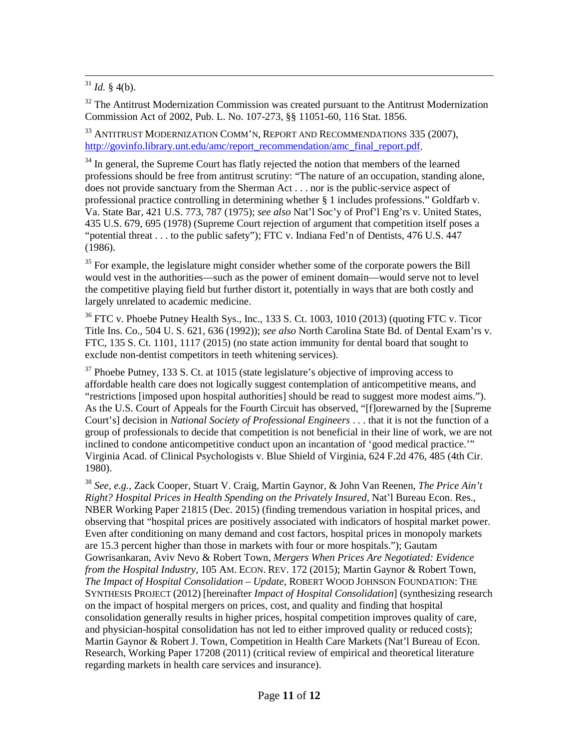[31] *Id.* § 4(b).

[32] The Antitrust Modernization Commission was created pursuant to the Antitrust Modernization Commission Act of 2002, Pub. L. No. 107-273, §§ 11051-60, 116 Stat. 1856.

[33] ANTITRUST MODERNIZATION COMM'N, REPORT AND RECOMMENDATIONS 335 (2007), http://govinfo.library.unt.edu/amc/report_recommendation/amc_final_report.pdf.

[34] In general, the Supreme Court has flatly rejected the notion that members of the learned professions should be free from antitrust scrutiny: "The nature of an occupation, standing alone, does not provide sanctuary from the Sherman Act . . . nor is the public-service aspect of professional practice controlling in determining whether § 1 includes professions." Goldfarb v. Va. State Bar, 421 U.S. 773, 787 (1975); *see also* Nat'l Soc'y of Prof'l Eng'rs v. United States, 435 U.S. 679, 695 (1978) (Supreme Court rejection of argument that competition itself poses a "potential threat . . . to the public safety"); FTC v. Indiana Fed'n of Dentists, 476 U.S. 447 (1986).

[35] For example, the legislature might consider whether some of the corporate powers the Bill would vest in the authorities—such as the power of eminent domain—would serve not to level the competitive playing field but further distort it, potentially in ways that are both costly and largely unrelated to academic medicine.

[36] FTC v. Phoebe Putney Health Sys., Inc., 133 S. Ct. 1003, 1010 (2013) (quoting FTC v. Ticor Title Ins. Co., 504 U. S. 621, 636 (1992)); *see also* North Carolina State Bd. of Dental Exam'rs v. FTC, 135 S. Ct. 1101, 1117 (2015) (no state action immunity for dental board that sought to exclude non-dentist competitors in teeth whitening services).

[37] Phoebe Putney, 133 S. Ct. at 1015 (state legislature's objective of improving access to affordable health care does not logically suggest contemplation of anticompetitive means, and "restrictions [imposed upon hospital authorities] should be read to suggest more modest aims."). As the U.S. Court of Appeals for the Fourth Circuit has observed, "[f]orewarned by the [Supreme Court's] decision in *National Society of Professional Engineers* . . . that it is not the function of a group of professionals to decide that competition is not beneficial in their line of work, we are not inclined to condone anticompetitive conduct upon an incantation of 'good medical practice.'" Virginia Acad. of Clinical Psychologists v. Blue Shield of Virginia, 624 F.2d 476, 485 (4th Cir. 1980).

[38] *See, e.g.*, Zack Cooper, Stuart V. Craig, Martin Gaynor, & John Van Reenen, *The Price Ain't Right? Hospital Prices in Health Spending on the Privately Insured*, Nat'l Bureau Econ. Res., NBER Working Paper 21815 (Dec. 2015) (finding tremendous variation in hospital prices, and observing that "hospital prices are positively associated with indicators of hospital market power. Even after conditioning on many demand and cost factors, hospital prices in monopoly markets are 15.3 percent higher than those in markets with four or more hospitals."); Gautam Gowrisankaran, Aviv Nevo & Robert Town, *Mergers When Prices Are Negotiated: Evidence from the Hospital Industry*, 105 AM. ECON. REV. 172 (2015); Martin Gaynor & Robert Town, *The Impact of Hospital Consolidation – Update*, ROBERT WOOD JOHNSON FOUNDATION: THE SYNTHESIS PROJECT (2012) [hereinafter *Impact of Hospital Consolidation*] (synthesizing research on the impact of hospital mergers on prices, cost, and quality and finding that hospital consolidation generally results in higher prices, hospital competition improves quality of care, and physician-hospital consolidation has not led to either improved quality or reduced costs); Martin Gaynor & Robert J. Town, Competition in Health Care Markets (Nat'l Bureau of Econ. Research, Working Paper 17208 (2011) (critical review of empirical and theoretical literature regarding markets in health care services and insurance).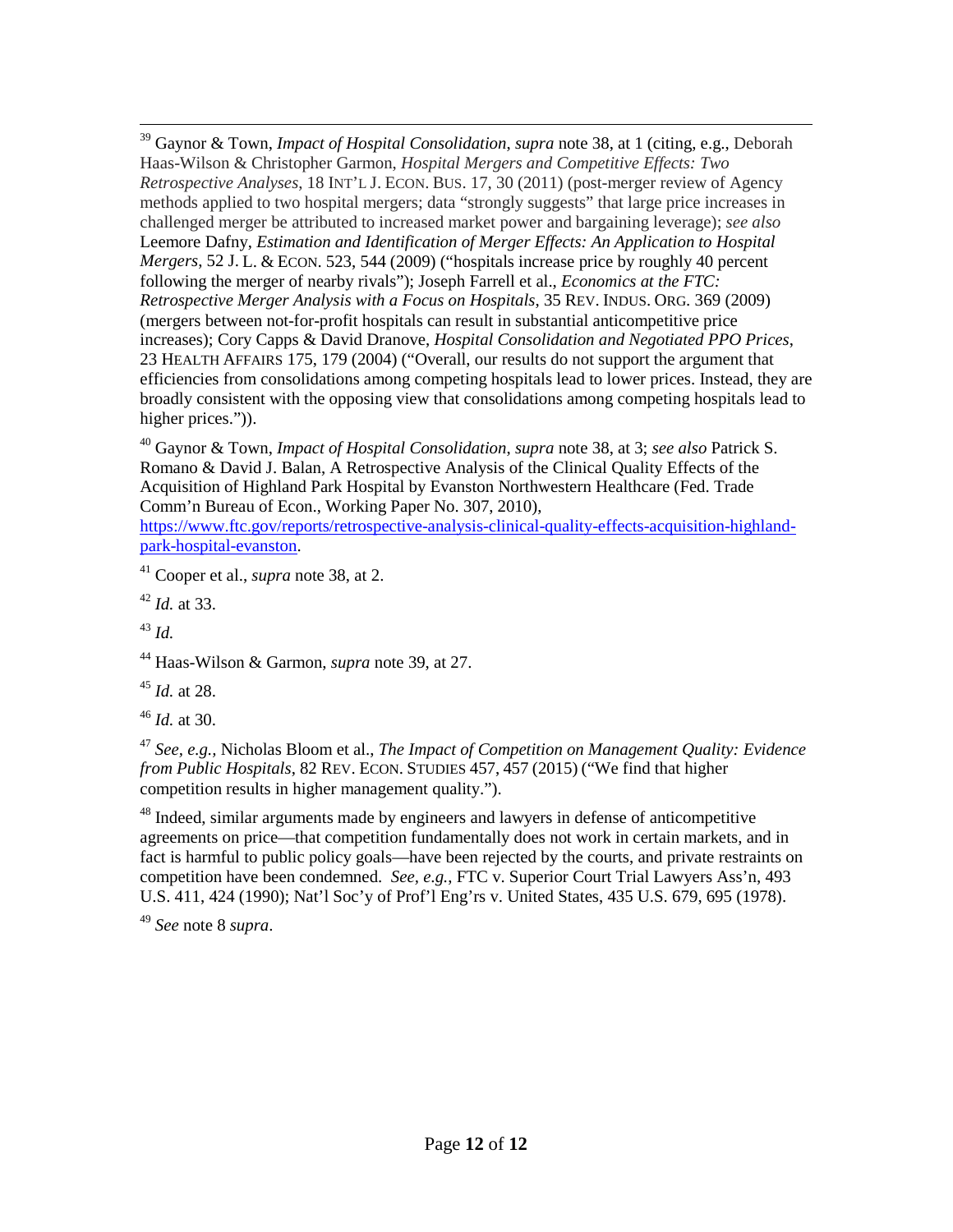[39] Gaynor & Town, *Impact of Hospital Consolidation*, *supra* note 38, at 1 (citing, e.g., Deborah Haas-Wilson & Christopher Garmon, *Hospital Mergers and Competitive Effects: Two Retrospective Analyses*, 18 INT'L J. ECON. BUS. 17, 30 (2011) (post-merger review of Agency methods applied to two hospital mergers; data "strongly suggests" that large price increases in challenged merger be attributed to increased market power and bargaining leverage); *see also* Leemore Dafny, *Estimation and Identification of Merger Effects: An Application to Hospital Mergers*, 52 J. L. & ECON. 523, 544 (2009) ("hospitals increase price by roughly 40 percent following the merger of nearby rivals"); Joseph Farrell et al., *Economics at the FTC: Retrospective Merger Analysis with a Focus on Hospitals*, 35 REV. INDUS. ORG. 369 (2009) (mergers between not-for-profit hospitals can result in substantial anticompetitive price increases); Cory Capps & David Dranove, *Hospital Consolidation and Negotiated PPO Prices*, 23 HEALTH AFFAIRS 175, 179 (2004) ("Overall, our results do not support the argument that efficiencies from consolidations among competing hospitals lead to lower prices. Instead, they are broadly consistent with the opposing view that consolidations among competing hospitals lead to higher prices.")).

[40] Gaynor & Town, *Impact of Hospital Consolidation*, *supra* note 38, at 3; *see also* Patrick S. Romano & David J. Balan, A Retrospective Analysis of the Clinical Quality Effects of the Acquisition of Highland Park Hospital by Evanston Northwestern Healthcare (Fed. Trade Comm'n Bureau of Econ., Working Paper No. 307, 2010), https://www.ftc.gov/reports/retrospective-analysis-clinical-quality-effects-acquisition-highland-park-hospital-evanston.

[41] Cooper et al., *supra* note 38, at 2.

[42] *Id.* at 33.

[43] *Id.*

[44] Haas-Wilson & Garmon, *supra* note 39, at 27.

[45] *Id.* at 28.

[46] *Id.* at 30.

[47] *See, e.g.*, Nicholas Bloom et al., *The Impact of Competition on Management Quality: Evidence from Public Hospitals*, 82 REV. ECON. STUDIES 457, 457 (2015) ("We find that higher competition results in higher management quality.").

[48] Indeed, similar arguments made by engineers and lawyers in defense of anticompetitive agreements on price—that competition fundamentally does not work in certain markets, and in fact is harmful to public policy goals—have been rejected by the courts, and private restraints on competition have been condemned. *See, e.g.*, FTC v. Superior Court Trial Lawyers Ass'n, 493 U.S. 411, 424 (1990); Nat'l Soc'y of Prof'l Eng'rs v. United States, 435 U.S. 679, 695 (1978).

[49] *See* note 8 *supra*.